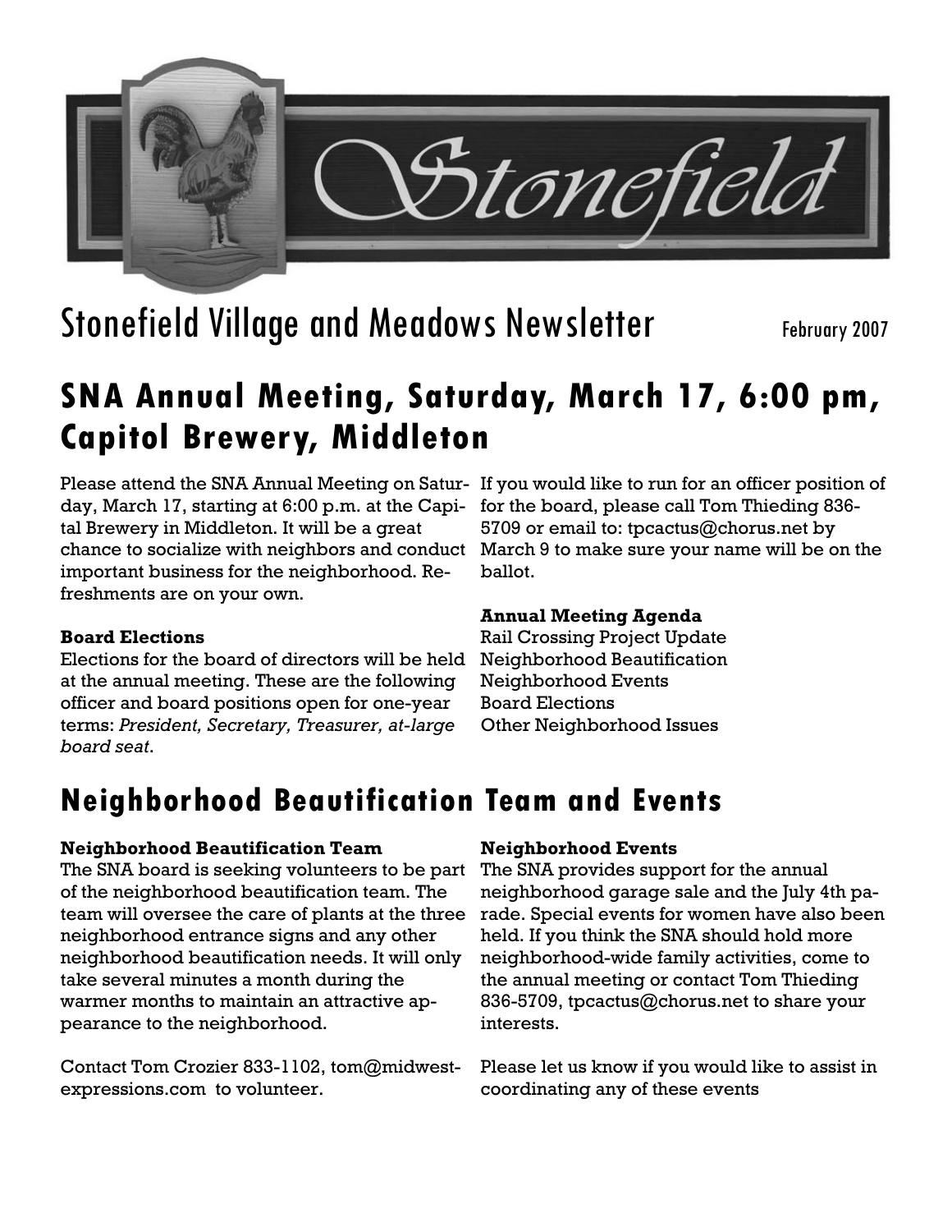Stonefield

# Stonefield Village and Meadows Newsletter

February 2007

## SNA Annual Meeting, Saturday, March 17, 6:00 pm, Capitol Brewery, Middleton

Please attend the SNA Annual Meeting on Saturday, March 17, starting at 6:00 p.m. at the Capital Brewery in Middleton. It will be a great chance to socialize with neighbors and conduct important business for the neighborhood. Refreshments are on your own.

**Board Elections**

Elections for the board of directors will be held at the annual meeting. These are the following officer and board positions open for one-year terms: *President, Secretary, Treasurer, at-large board seat*.

If you would like to run for an officer position of for the board, please call Tom Thieding 836-5709 or email to: tpcactus@chorus.net by March 9 to make sure your name will be on the ballot.

**Annual Meeting Agenda**

Rail Crossing Project Update
Neighborhood Beautification
Neighborhood Events
Board Elections
Other Neighborhood Issues

## Neighborhood Beautification Team and Events

**Neighborhood Beautification Team**

The SNA board is seeking volunteers to be part of the neighborhood beautification team. The team will oversee the care of plants at the three neighborhood entrance signs and any other neighborhood beautification needs. It will only take several minutes a month during the warmer months to maintain an attractive appearance to the neighborhood.

Contact Tom Crozier 833-1102, tom@midwest-expressions.com to volunteer.

**Neighborhood Events**

The SNA provides support for the annual neighborhood garage sale and the July 4th parade. Special events for women have also been held. If you think the SNA should hold more neighborhood-wide family activities, come to the annual meeting or contact Tom Thieding 836-5709, tpcactus@chorus.net to share your interests.

Please let us know if you would like to assist in coordinating any of these events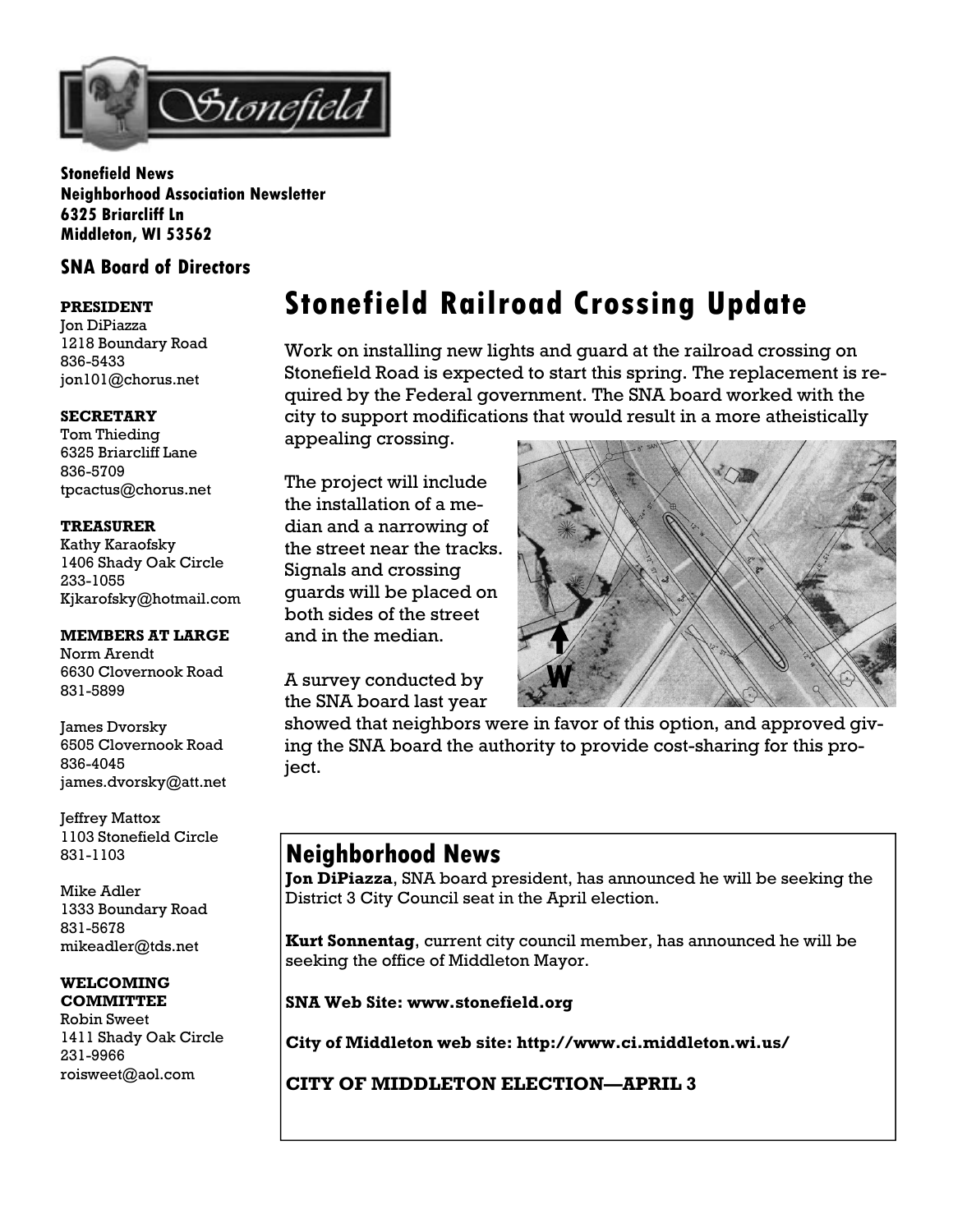**Stonefield News**
**Neighborhood Association Newsletter**
**6325 Briarcliff Ln**
**Middleton, WI 53562**

## SNA Board of Directors

**PRESIDENT**
Jon DiPiazza
1218 Boundary Road
836-5433
jon101@chorus.net

**SECRETARY**
Tom Thieding
6325 Briarcliff Lane
836-5709
tpcactus@chorus.net

**TREASURER**
Kathy Karaofsky
1406 Shady Oak Circle
233-1055
Kjkarofsky@hotmail.com

**MEMBERS AT LARGE**
Norm Arendt
6630 Clovernook Road
831-5899

James Dvorsky
6505 Clovernook Road
836-4045
james.dvorsky@att.net

Jeffrey Mattox
1103 Stonefield Circle
831-1103

Mike Adler
1333 Boundary Road
831-5678
mikeadler@tds.net

**WELCOMING COMMITTEE**
Robin Sweet
1411 Shady Oak Circle
231-9966
roisweet@aol.com

# Stonefield Railroad Crossing Update

Work on installing new lights and guard at the railroad crossing on Stonefield Road is expected to start this spring. The replacement is required by the Federal government. The SNA board worked with the city to support modifications that would result in a more atheistically appealing crossing.

The project will include the installation of a median and a narrowing of the street near the tracks. Signals and crossing guards will be placed on both sides of the street and in the median.

A survey conducted by the SNA board last year showed that neighbors were in favor of this option, and approved giving the SNA board the authority to provide cost-sharing for this project.

## Neighborhood News

**Jon DiPiazza**, SNA board president, has announced he will be seeking the District 3 City Council seat in the April election.

**Kurt Sonnentag**, current city council member, has announced he will be seeking the office of Middleton Mayor.

**SNA Web Site: www.stonefield.org**

**City of Middleton web site: http://www.ci.middleton.wi.us/**

**CITY OF MIDDLETON ELECTION—APRIL 3**